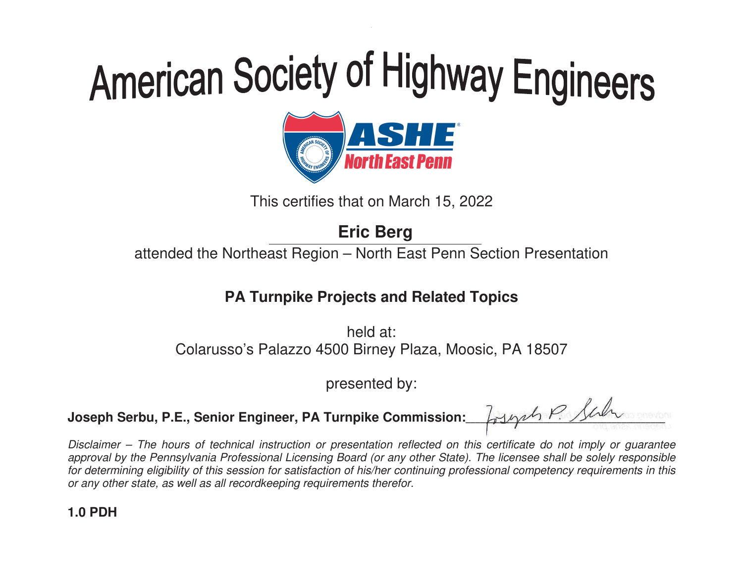# American Society of Highway Engineers

ASHE®
North East Penn

This certifies that on March 15, 2022

**Eric Berg**

attended the Northeast Region – North East Penn Section Presentation

## PA Turnpike Projects and Related Topics

held at:
Colarusso's Palazzo 4500 Birney Plaza, Moosic, PA 18507

presented by:

**Joseph Serbu, P.E., Senior Engineer, PA Turnpike Commission:**

*Disclaimer – The hours of technical instruction or presentation reflected on this certificate do not imply or guarantee approval by the Pennsylvania Professional Licensing Board (or any other State). The licensee shall be solely responsible for determining eligibility of this session for satisfaction of his/her continuing professional competency requirements in this or any other state, as well as all recordkeeping requirements therefor.*

**1.0 PDH**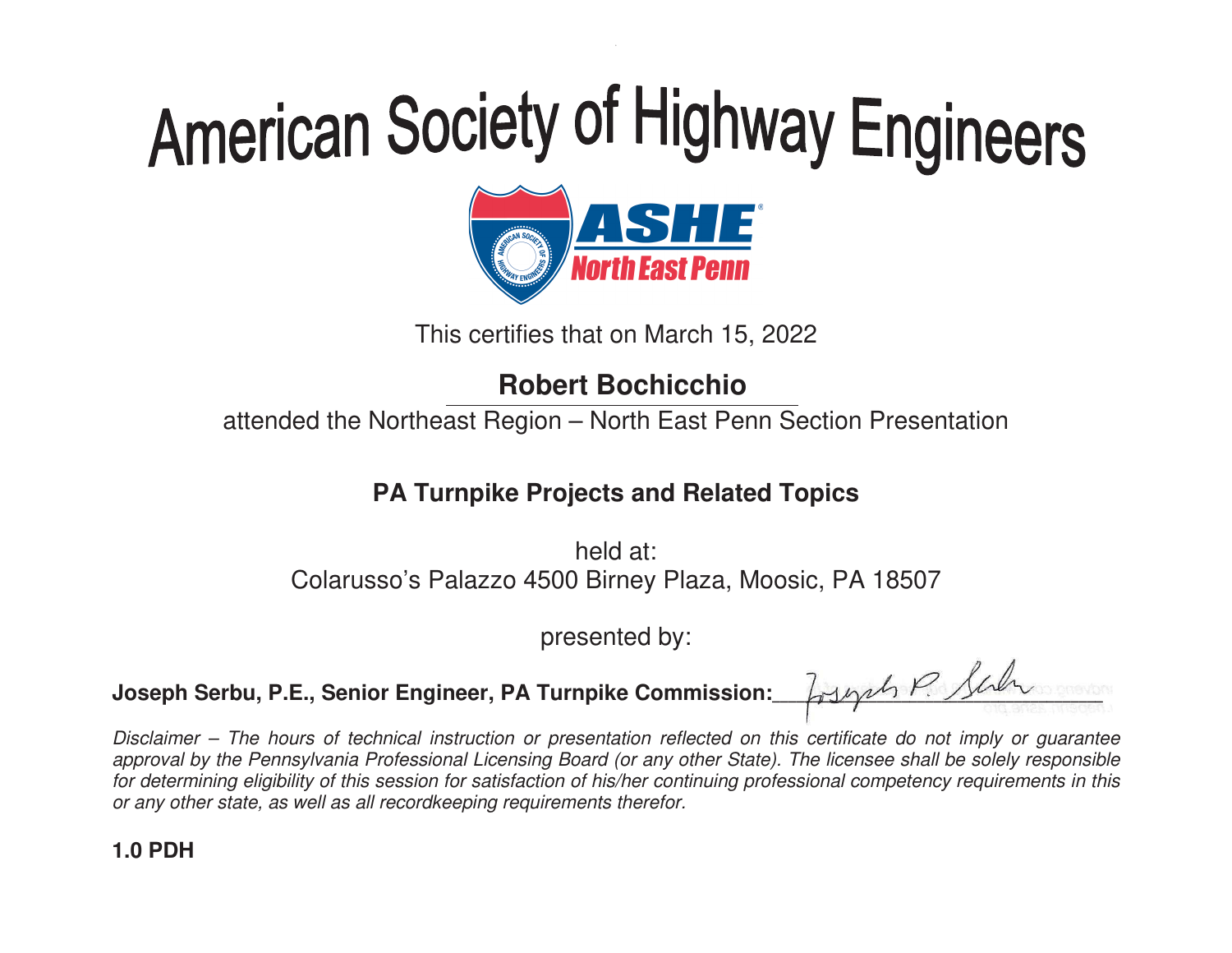# American Society of Highway Engineers

ASHE
North East Penn

This certifies that on March 15, 2022

**Robert Bochicchio**

attended the Northeast Region – North East Penn Section Presentation

**PA Turnpike Projects and Related Topics**

held at:
Colarusso's Palazzo 4500 Birney Plaza, Moosic, PA 18507

presented by:

**Joseph Serbu, P.E., Senior Engineer, PA Turnpike Commission:**

*Disclaimer – The hours of technical instruction or presentation reflected on this certificate do not imply or guarantee approval by the Pennsylvania Professional Licensing Board (or any other State). The licensee shall be solely responsible for determining eligibility of this session for satisfaction of his/her continuing professional competency requirements in this or any other state, as well as all recordkeeping requirements therefor.*

**1.0 PDH**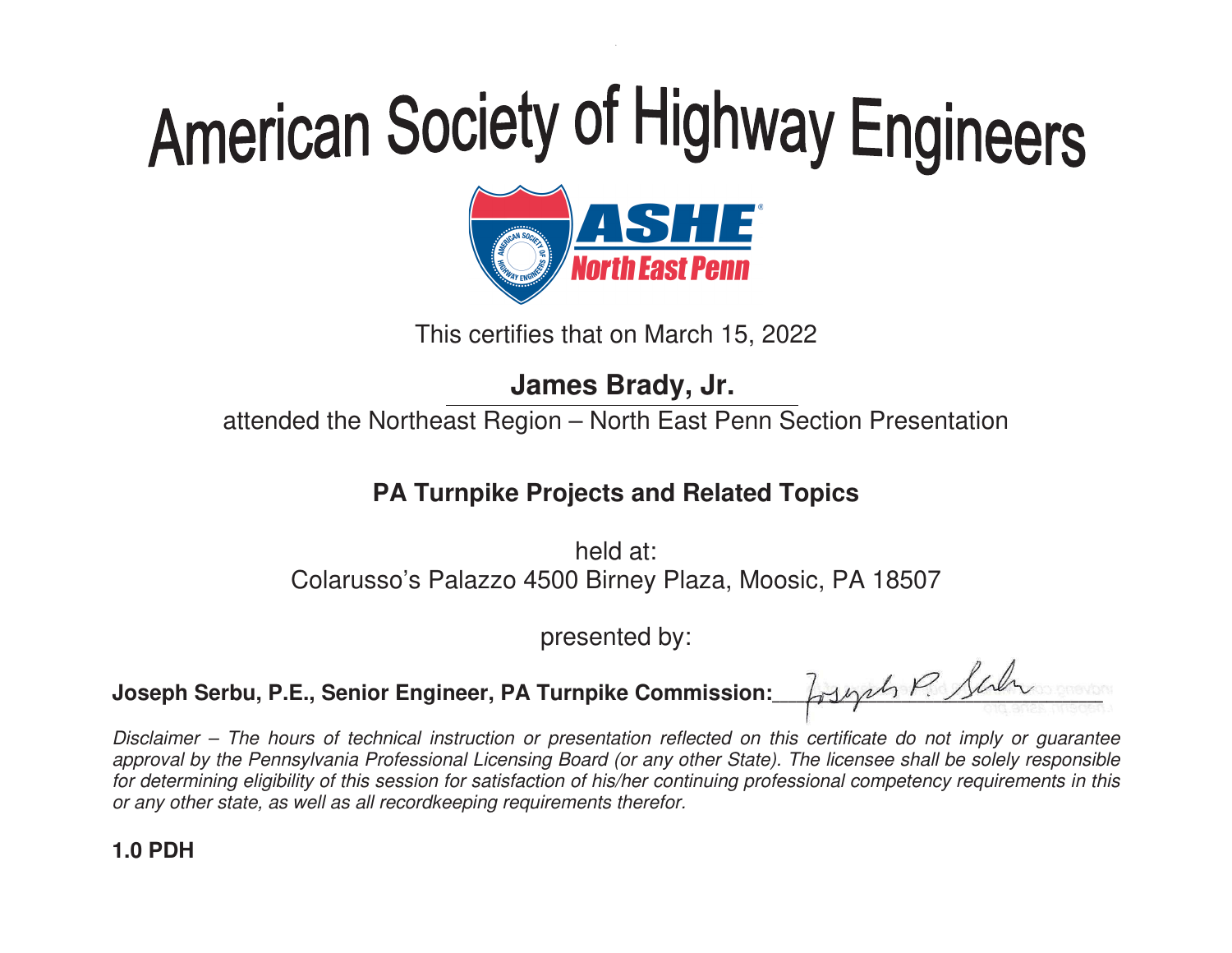# American Society of Highway Engineers

ASHE North East Penn

This certifies that on March 15, 2022

**James Brady, Jr.**

attended the Northeast Region – North East Penn Section Presentation

**PA Turnpike Projects and Related Topics**

held at:
Colarusso's Palazzo 4500 Birney Plaza, Moosic, PA 18507

presented by:

**Joseph Serbu, P.E., Senior Engineer, PA Turnpike Commission:** Joseph P. Serbu

*Disclaimer – The hours of technical instruction or presentation reflected on this certificate do not imply or guarantee approval by the Pennsylvania Professional Licensing Board (or any other State). The licensee shall be solely responsible for determining eligibility of this session for satisfaction of his/her continuing professional competency requirements in this or any other state, as well as all recordkeeping requirements therefor.*

**1.0 PDH**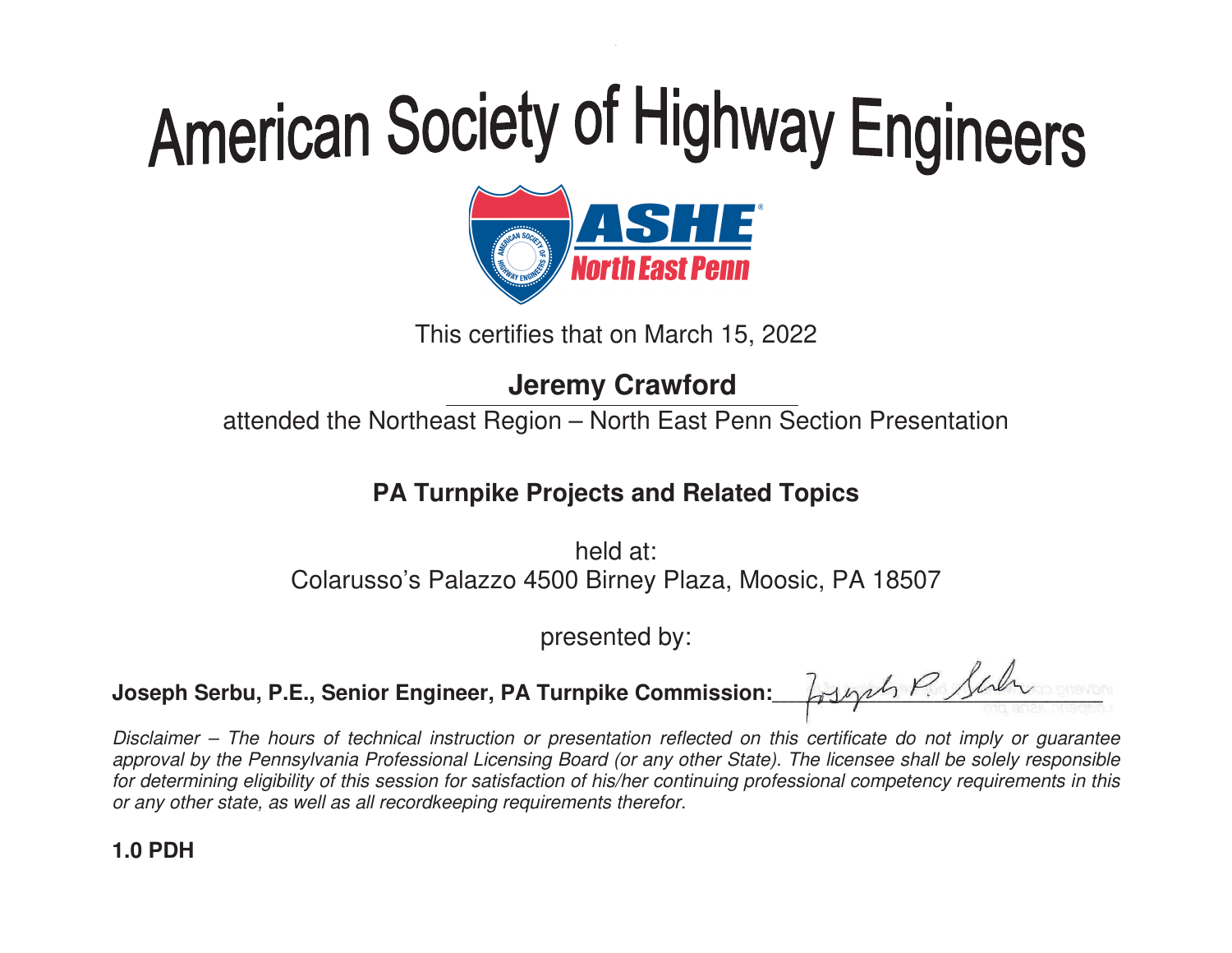# American Society of Highway Engineers

ASHE®
North East Penn

This certifies that on March 15, 2022

**Jeremy Crawford**

attended the Northeast Region – North East Penn Section Presentation

**PA Turnpike Projects and Related Topics**

held at:
Colarusso's Palazzo 4500 Birney Plaza, Moosic, PA 18507

presented by:

**Joseph Serbu, P.E., Senior Engineer, PA Turnpike Commission:** Joseph P. Serbu

*Disclaimer – The hours of technical instruction or presentation reflected on this certificate do not imply or guarantee approval by the Pennsylvania Professional Licensing Board (or any other State). The licensee shall be solely responsible for determining eligibility of this session for satisfaction of his/her continuing professional competency requirements in this or any other state, as well as all recordkeeping requirements therefor.*

**1.0 PDH**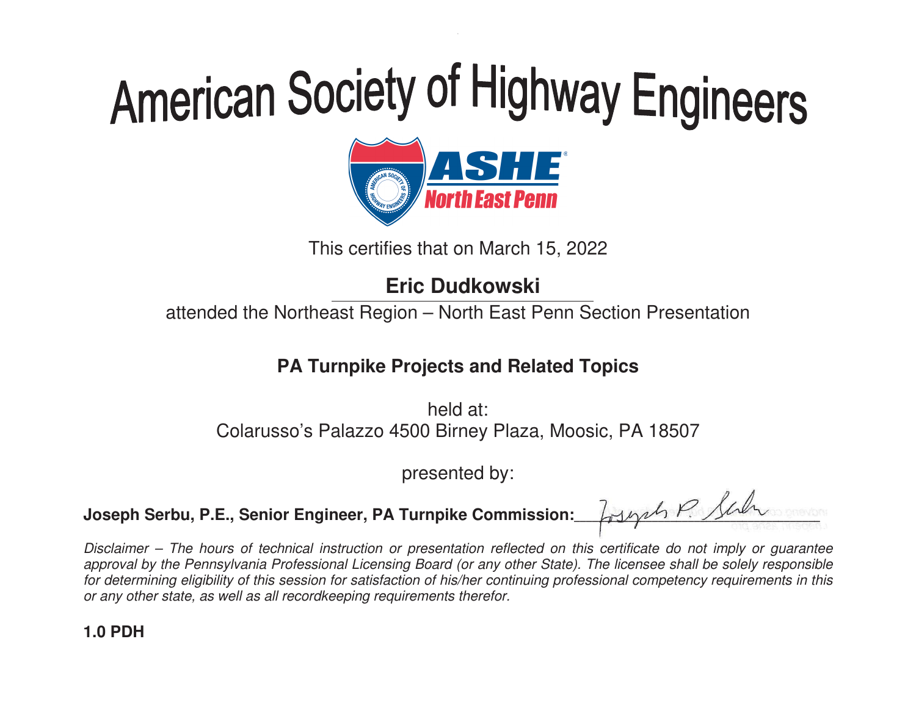# American Society of Highway Engineers

ASHE North East Penn

This certifies that on March 15, 2022

**Eric Dudkowski**

attended the Northeast Region – North East Penn Section Presentation

**PA Turnpike Projects and Related Topics**

held at:
Colarusso's Palazzo 4500 Birney Plaza, Moosic, PA 18507

presented by:

**Joseph Serbu, P.E., Senior Engineer, PA Turnpike Commission:** ______________________

*Disclaimer – The hours of technical instruction or presentation reflected on this certificate do not imply or guarantee approval by the Pennsylvania Professional Licensing Board (or any other State). The licensee shall be solely responsible for determining eligibility of this session for satisfaction of his/her continuing professional competency requirements in this or any other state, as well as all recordkeeping requirements therefor.*

**1.0 PDH**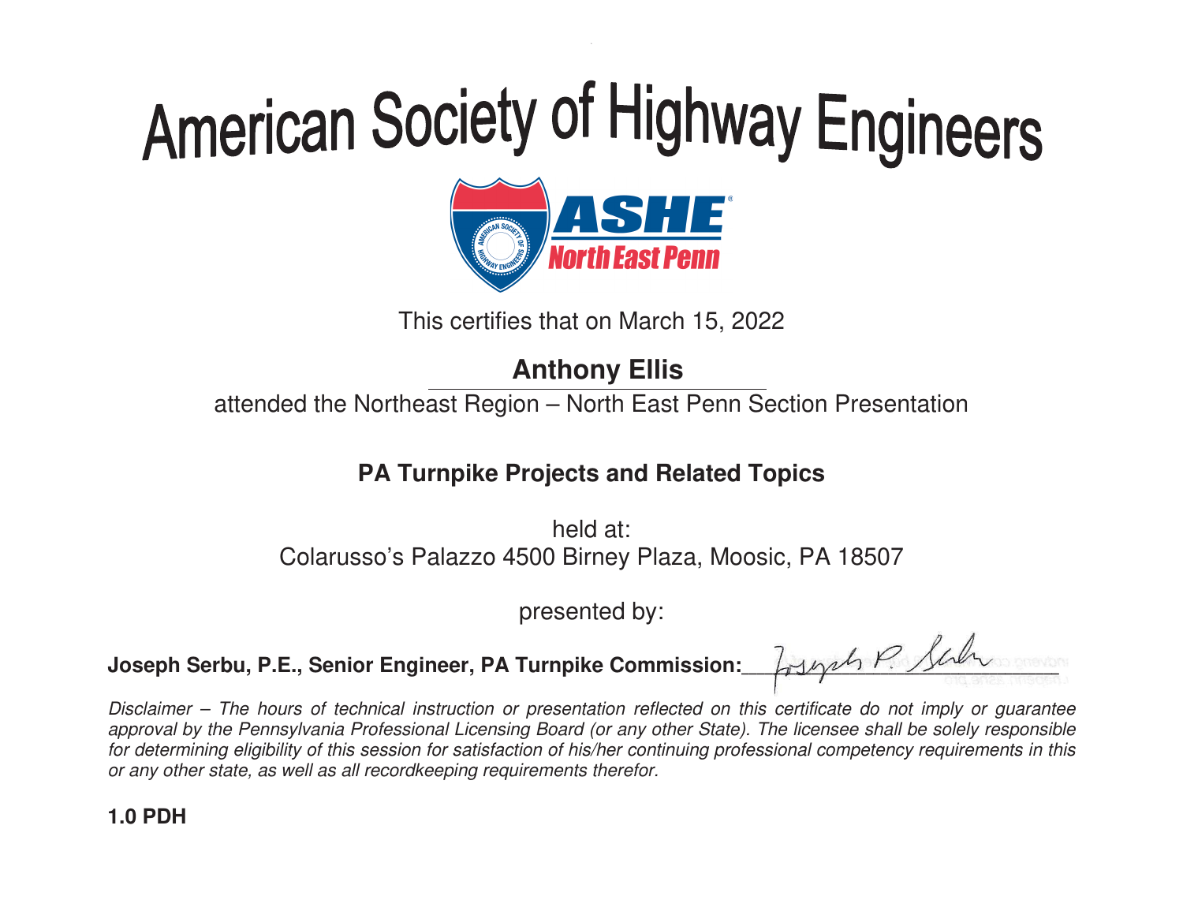# American Society of Highway Engineers

ASHE North East Penn

This certifies that on March 15, 2022

**Anthony Ellis**

attended the Northeast Region – North East Penn Section Presentation

**PA Turnpike Projects and Related Topics**

held at:
Colarusso's Palazzo 4500 Birney Plaza, Moosic, PA 18507

presented by:

**Joseph Serbu, P.E., Senior Engineer, PA Turnpike Commission:** Joseph P. Serbu

*Disclaimer – The hours of technical instruction or presentation reflected on this certificate do not imply or guarantee approval by the Pennsylvania Professional Licensing Board (or any other State). The licensee shall be solely responsible for determining eligibility of this session for satisfaction of his/her continuing professional competency requirements in this or any other state, as well as all recordkeeping requirements therefor.*

**1.0 PDH**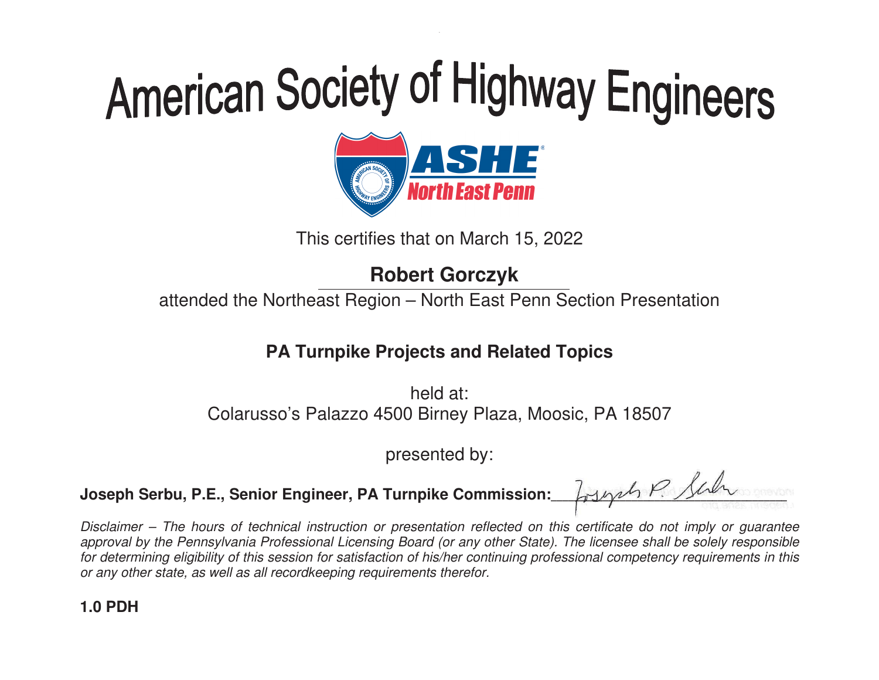# American Society of Highway Engineers

ASHE North East Penn

This certifies that on March 15, 2022

**Robert Gorczyk**

attended the Northeast Region – North East Penn Section Presentation

**PA Turnpike Projects and Related Topics**

held at:
Colarusso's Palazzo 4500 Birney Plaza, Moosic, PA 18507

presented by:

**Joseph Serbu, P.E., Senior Engineer, PA Turnpike Commission:** ______________

*Disclaimer – The hours of technical instruction or presentation reflected on this certificate do not imply or guarantee approval by the Pennsylvania Professional Licensing Board (or any other State). The licensee shall be solely responsible for determining eligibility of this session for satisfaction of his/her continuing professional competency requirements in this or any other state, as well as all recordkeeping requirements therefor.*

**1.0 PDH**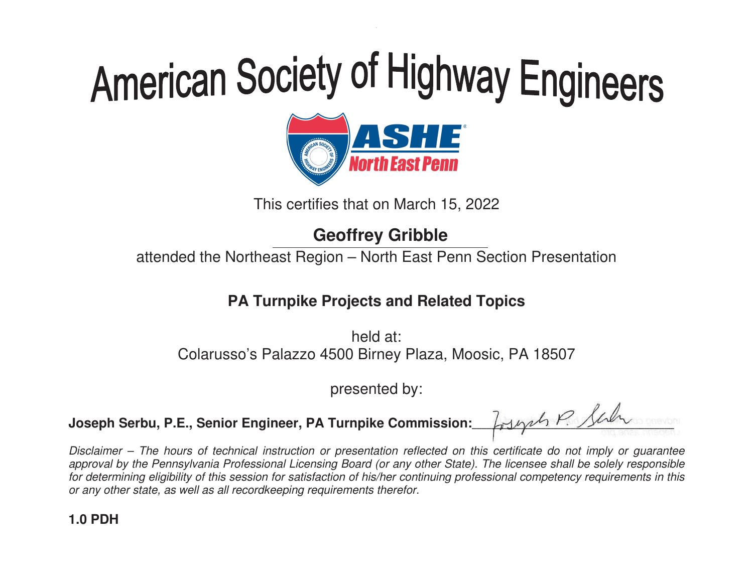# American Society of Highway Engineers

ASHE North East Penn

This certifies that on March 15, 2022

**Geoffrey Gribble**

attended the Northeast Region – North East Penn Section Presentation

**PA Turnpike Projects and Related Topics**

held at:
Colarusso's Palazzo 4500 Birney Plaza, Moosic, PA 18507

presented by:

**Joseph Serbu, P.E., Senior Engineer, PA Turnpike Commission:** Joseph P. Serbu

*Disclaimer – The hours of technical instruction or presentation reflected on this certificate do not imply or guarantee approval by the Pennsylvania Professional Licensing Board (or any other State). The licensee shall be solely responsible for determining eligibility of this session for satisfaction of his/her continuing professional competency requirements in this or any other state, as well as all recordkeeping requirements therefor.*

**1.0 PDH**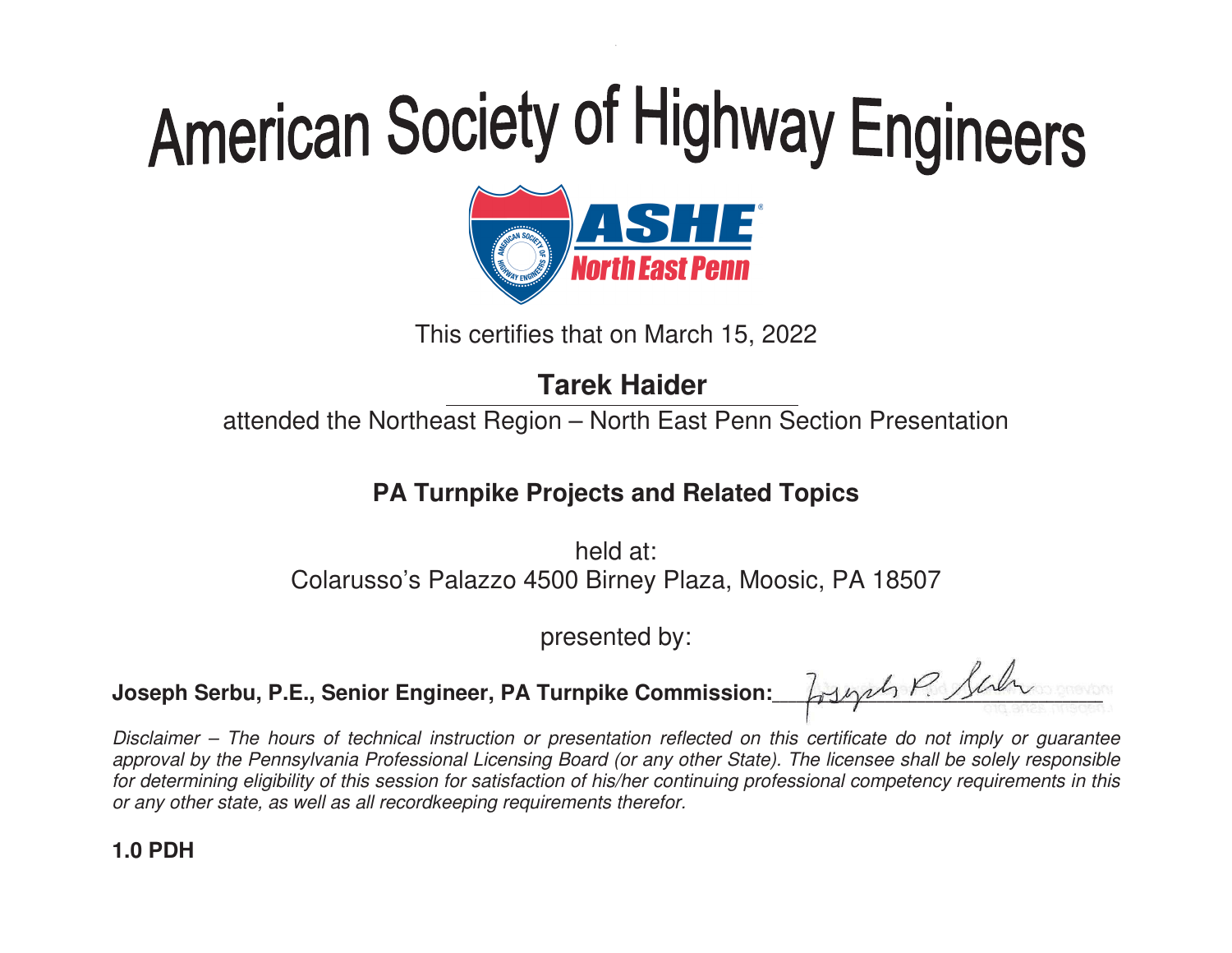# American Society of Highway Engineers

ASHE North East Penn

This certifies that on March 15, 2022

**Tarek Haider**

attended the Northeast Region – North East Penn Section Presentation

**PA Turnpike Projects and Related Topics**

held at:
Colarusso's Palazzo 4500 Birney Plaza, Moosic, PA 18507

presented by:

**Joseph Serbu, P.E., Senior Engineer, PA Turnpike Commission:** ______________________

*Disclaimer – The hours of technical instruction or presentation reflected on this certificate do not imply or guarantee approval by the Pennsylvania Professional Licensing Board (or any other State). The licensee shall be solely responsible for determining eligibility of this session for satisfaction of his/her continuing professional competency requirements in this or any other state, as well as all recordkeeping requirements therefor.*

**1.0 PDH**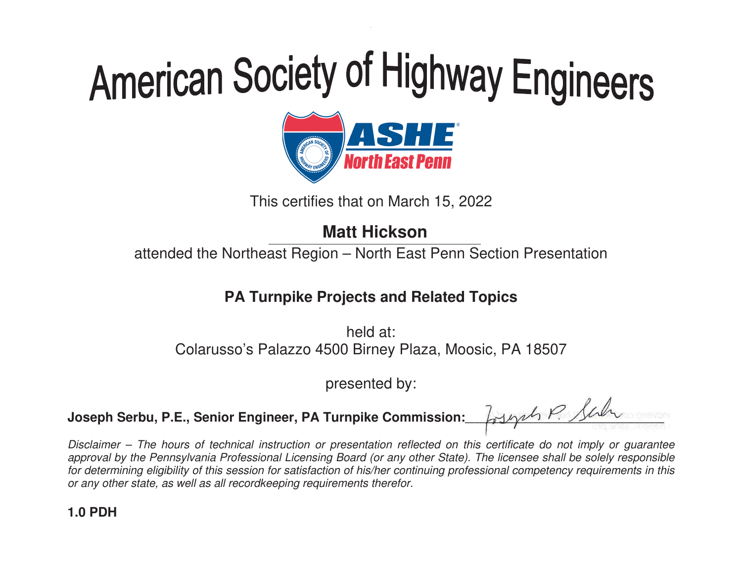# American Society of Highway Engineers

ASHE
North East Penn

This certifies that on March 15, 2022

**Matt Hickson**

attended the Northeast Region – North East Penn Section Presentation

**PA Turnpike Projects and Related Topics**

held at:
Colarusso's Palazzo 4500 Birney Plaza, Moosic, PA 18507

presented by:

**Joseph Serbu, P.E., Senior Engineer, PA Turnpike Commission:** Joseph P. Serbu

*Disclaimer – The hours of technical instruction or presentation reflected on this certificate do not imply or guarantee approval by the Pennsylvania Professional Licensing Board (or any other State). The licensee shall be solely responsible for determining eligibility of this session for satisfaction of his/her continuing professional competency requirements in this or any other state, as well as all recordkeeping requirements therefor.*

**1.0 PDH**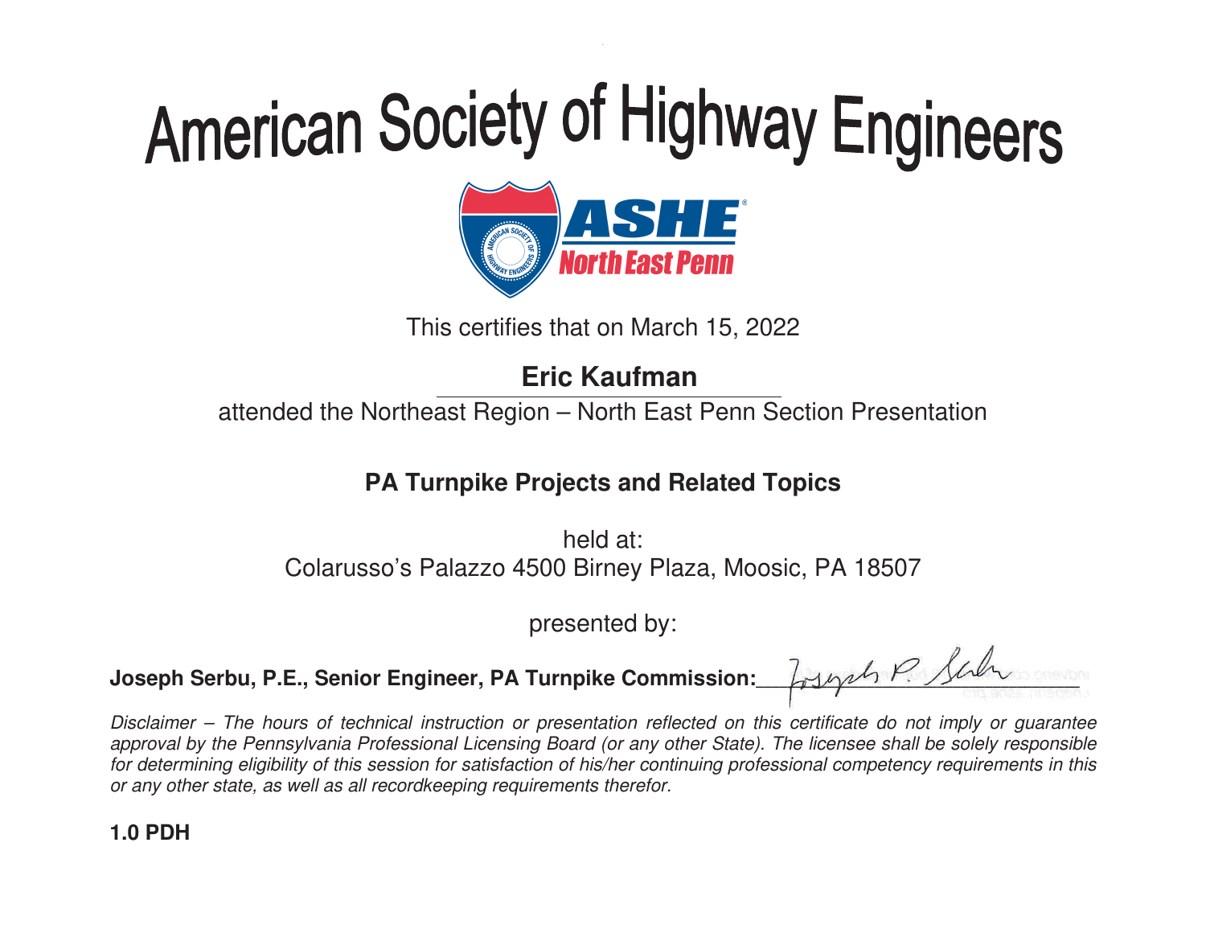# American Society of Highway Engineers

ASHE North East Penn

This certifies that on March 15, 2022

**Eric Kaufman**

attended the Northeast Region – North East Penn Section Presentation

**PA Turnpike Projects and Related Topics**

held at:
Colarusso's Palazzo 4500 Birney Plaza, Moosic, PA 18507

presented by:

**Joseph Serbu, P.E., Senior Engineer, PA Turnpike Commission:** Joseph P. Serbu

*Disclaimer – The hours of technical instruction or presentation reflected on this certificate do not imply or guarantee approval by the Pennsylvania Professional Licensing Board (or any other State). The licensee shall be solely responsible for determining eligibility of this session for satisfaction of his/her continuing professional competency requirements in this or any other state, as well as all recordkeeping requirements therefor.*

**1.0 PDH**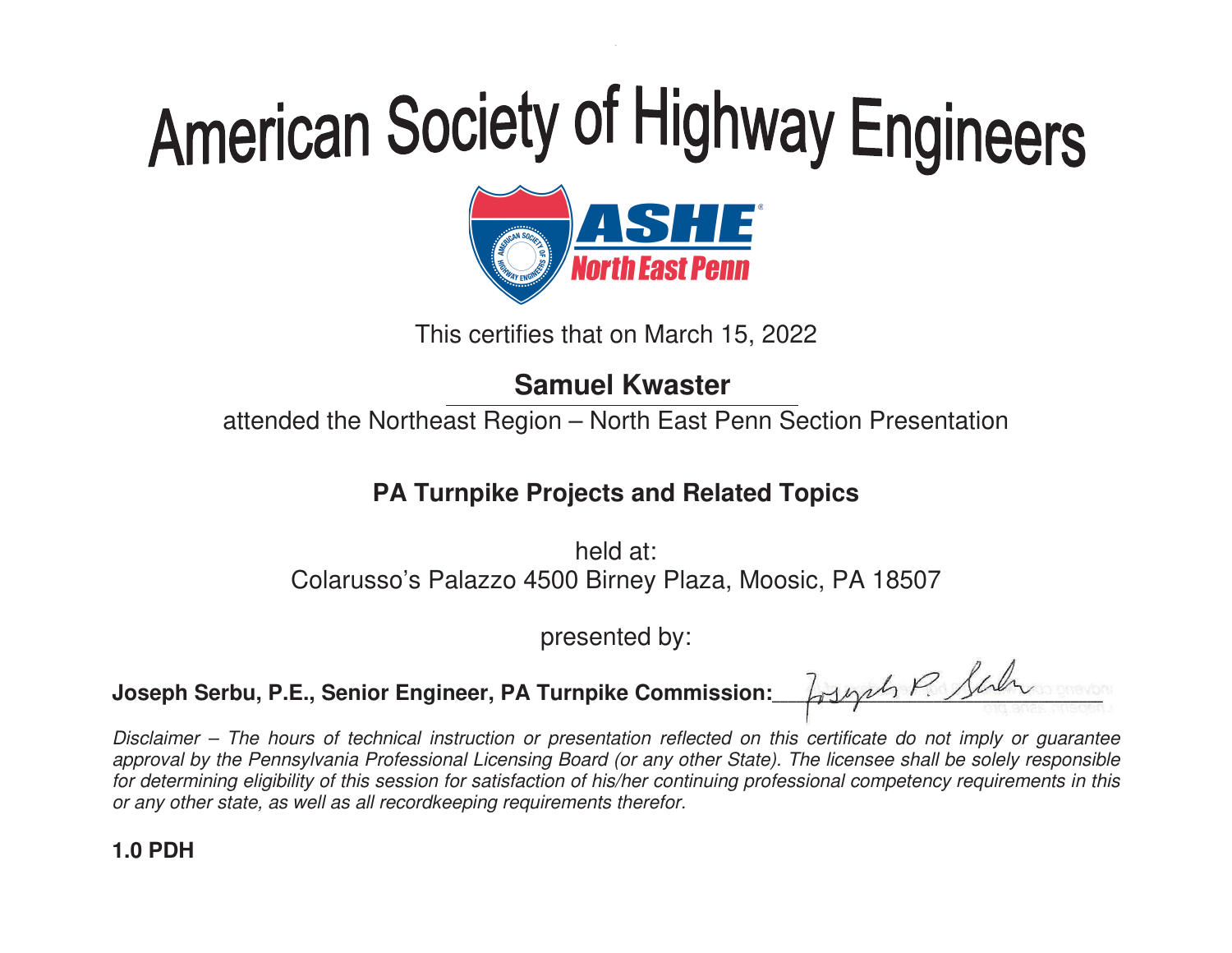# American Society of Highway Engineers

ASHE®
North East Penn

This certifies that on March 15, 2022

**Samuel Kwaster**

attended the Northeast Region – North East Penn Section Presentation

**PA Turnpike Projects and Related Topics**

held at:
Colarusso's Palazzo 4500 Birney Plaza, Moosic, PA 18507

presented by:

**Joseph Serbu, P.E., Senior Engineer, PA Turnpike Commission:** ________

*Disclaimer – The hours of technical instruction or presentation reflected on this certificate do not imply or guarantee approval by the Pennsylvania Professional Licensing Board (or any other State). The licensee shall be solely responsible for determining eligibility of this session for satisfaction of his/her continuing professional competency requirements in this or any other state, as well as all recordkeeping requirements therefor.*

**1.0 PDH**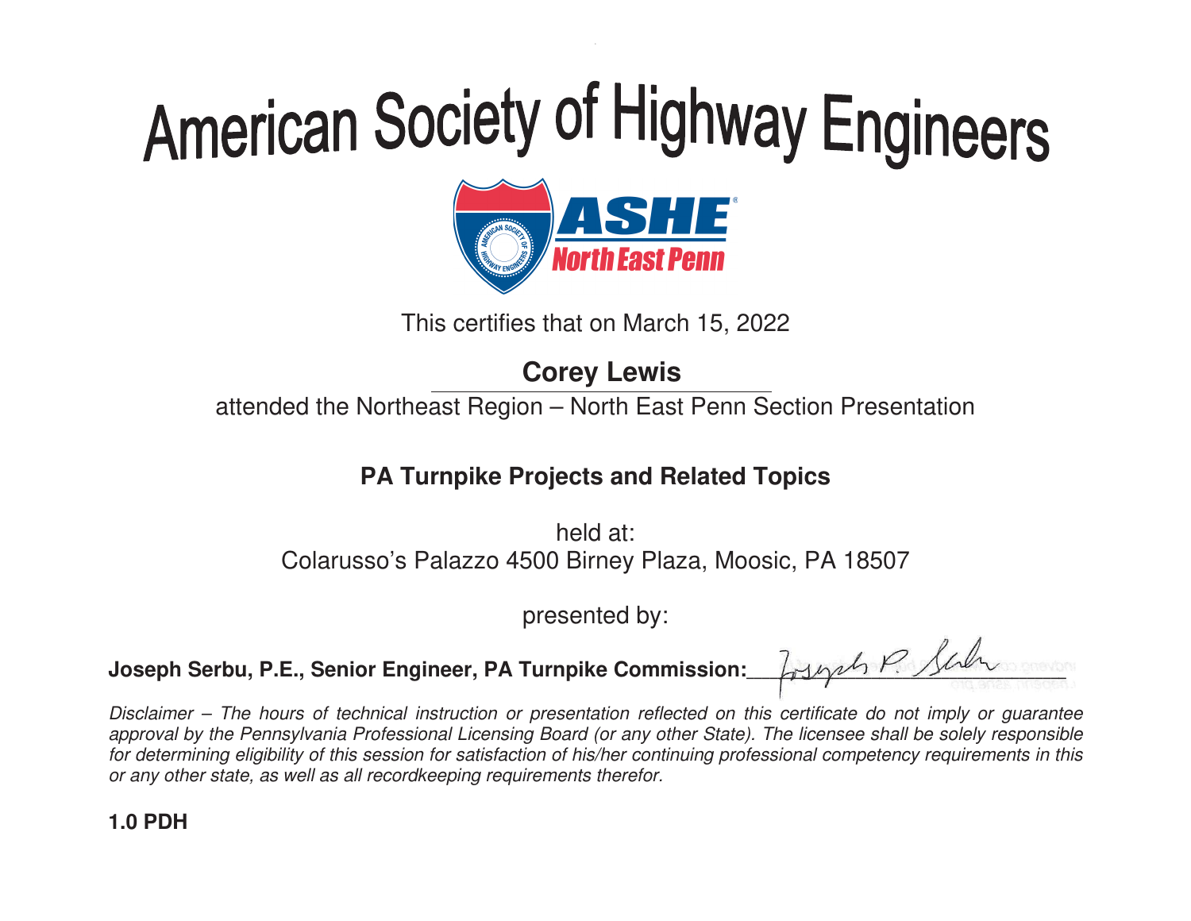# American Society of Highway Engineers

ASHE North East Penn

This certifies that on March 15, 2022

**Corey Lewis**

attended the Northeast Region – North East Penn Section Presentation

**PA Turnpike Projects and Related Topics**

held at:
Colarusso's Palazzo 4500 Birney Plaza, Moosic, PA 18507

presented by:

**Joseph Serbu, P.E., Senior Engineer, PA Turnpike Commission:** ______________________

*Disclaimer – The hours of technical instruction or presentation reflected on this certificate do not imply or guarantee approval by the Pennsylvania Professional Licensing Board (or any other State). The licensee shall be solely responsible for determining eligibility of this session for satisfaction of his/her continuing professional competency requirements in this or any other state, as well as all recordkeeping requirements therefor.*

**1.0 PDH**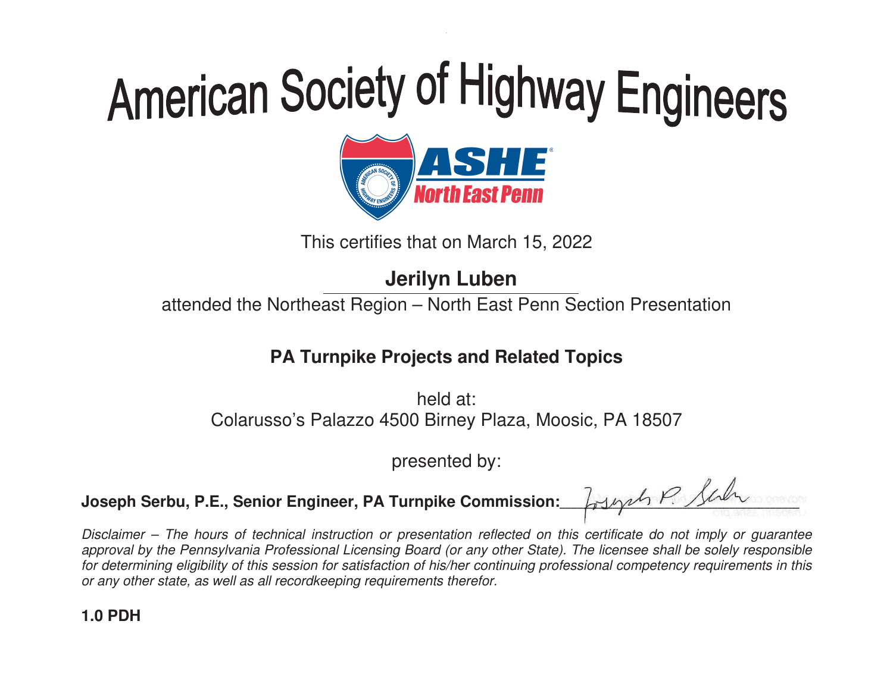# American Society of Highway Engineers

**ASHE North East Penn**

This certifies that on March 15, 2022

**Jerilyn Luben**

attended the Northeast Region – North East Penn Section Presentation

**PA Turnpike Projects and Related Topics**

held at:
Colarusso's Palazzo 4500 Birney Plaza, Moosic, PA 18507

presented by:

**Joseph Serbu, P.E., Senior Engineer, PA Turnpike Commission:** ______________________

*Disclaimer – The hours of technical instruction or presentation reflected on this certificate do not imply or guarantee approval by the Pennsylvania Professional Licensing Board (or any other State). The licensee shall be solely responsible for determining eligibility of this session for satisfaction of his/her continuing professional competency requirements in this or any other state, as well as all recordkeeping requirements therefor.*

**1.0 PDH**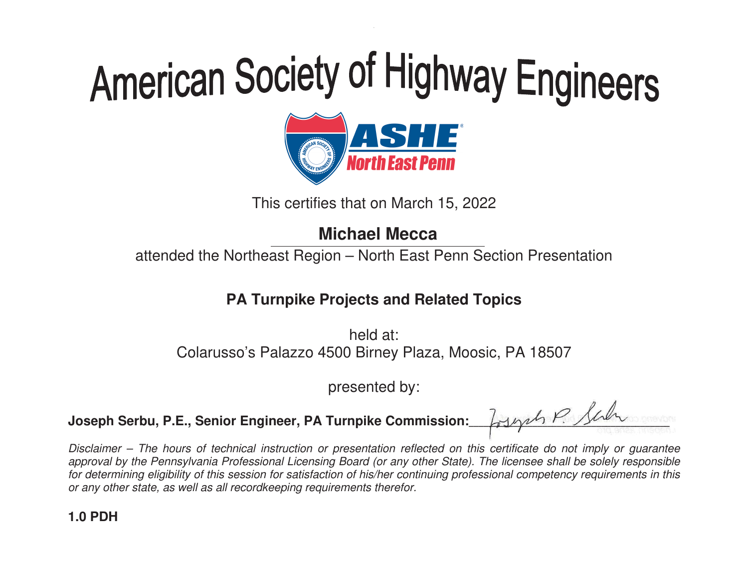# American Society of Highway Engineers

ASHE North East Penn

This certifies that on March 15, 2022

**Michael Mecca**

attended the Northeast Region – North East Penn Section Presentation

**PA Turnpike Projects and Related Topics**

held at:
Colarusso's Palazzo 4500 Birney Plaza, Moosic, PA 18507

presented by:

**Joseph Serbu, P.E., Senior Engineer, PA Turnpike Commission:** Joseph P. Serbu

*Disclaimer – The hours of technical instruction or presentation reflected on this certificate do not imply or guarantee approval by the Pennsylvania Professional Licensing Board (or any other State). The licensee shall be solely responsible for determining eligibility of this session for satisfaction of his/her continuing professional competency requirements in this or any other state, as well as all recordkeeping requirements therefor.*

**1.0 PDH**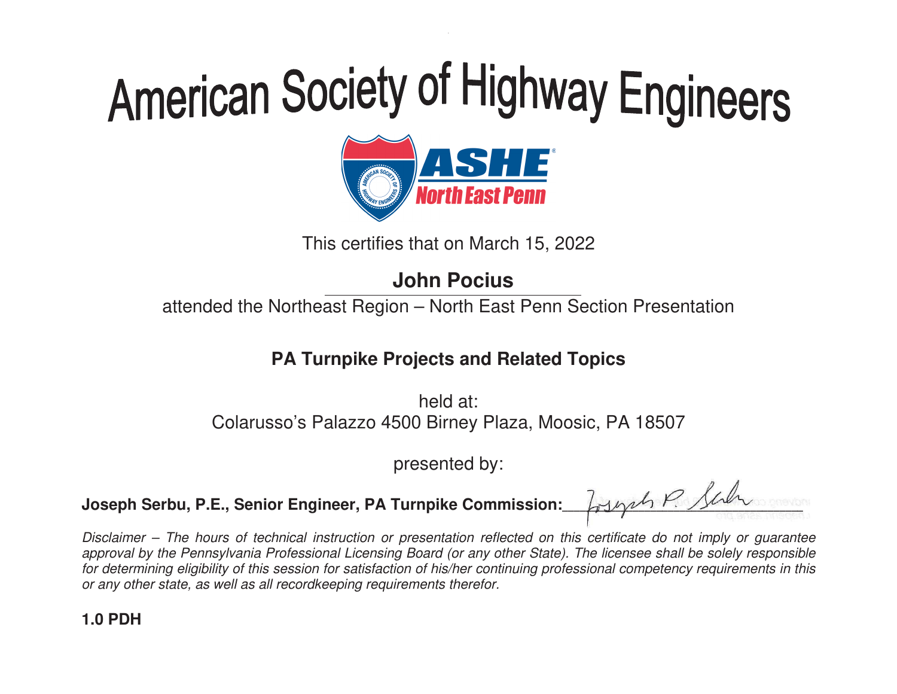# American Society of Highway Engineers

ASHE North East Penn

This certifies that on March 15, 2022

**John Pocius**

attended the Northeast Region – North East Penn Section Presentation

**PA Turnpike Projects and Related Topics**

held at:
Colarusso's Palazzo 4500 Birney Plaza, Moosic, PA 18507

presented by:

**Joseph Serbu, P.E., Senior Engineer, PA Turnpike Commission:** Joseph P. Serbu

*Disclaimer – The hours of technical instruction or presentation reflected on this certificate do not imply or guarantee approval by the Pennsylvania Professional Licensing Board (or any other State). The licensee shall be solely responsible for determining eligibility of this session for satisfaction of his/her continuing professional competency requirements in this or any other state, as well as all recordkeeping requirements therefor.*

**1.0 PDH**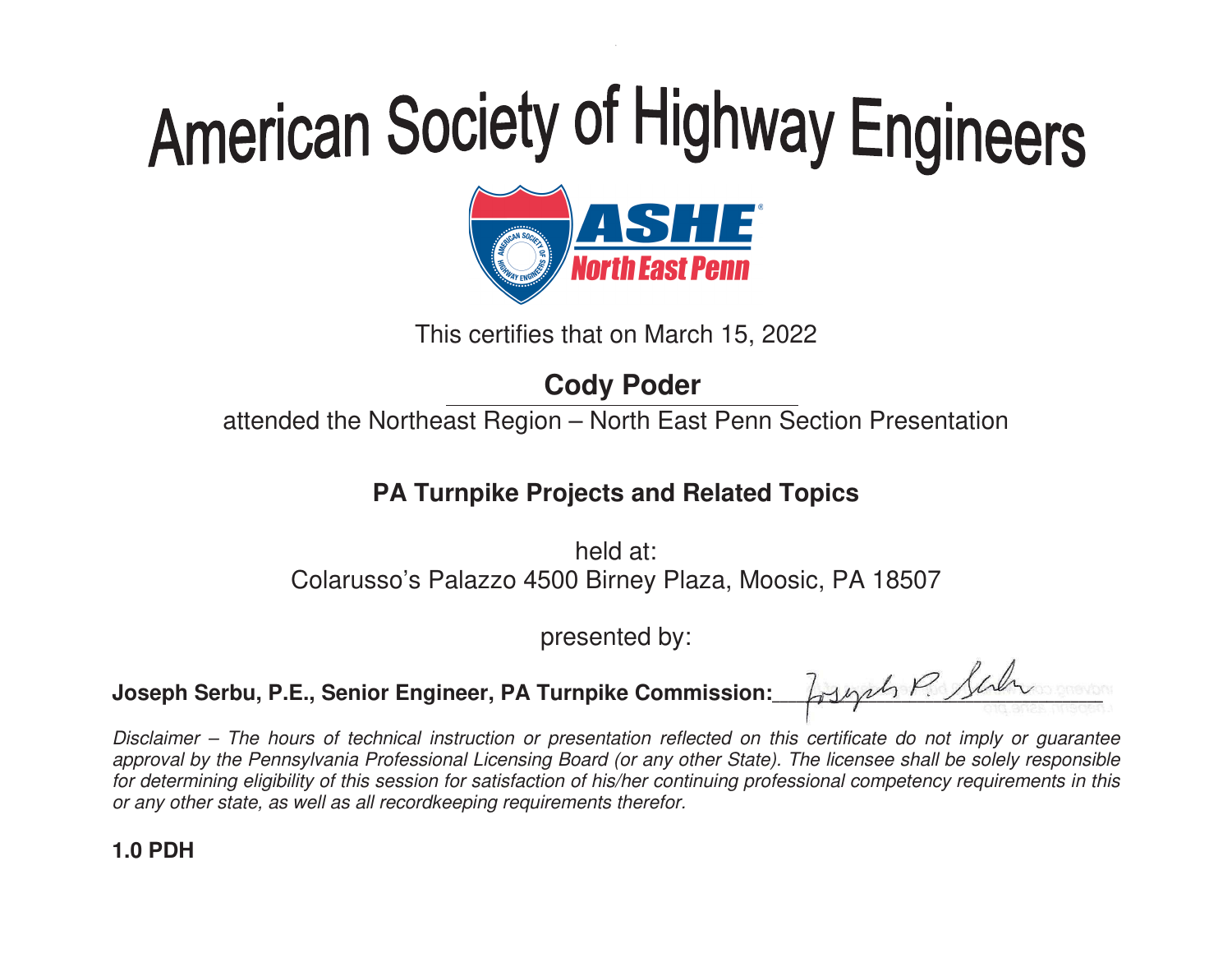# American Society of Highway Engineers

ASHE North East Penn

This certifies that on March 15, 2022

**Cody Poder**

attended the Northeast Region – North East Penn Section Presentation

**PA Turnpike Projects and Related Topics**

held at:
Colarusso's Palazzo 4500 Birney Plaza, Moosic, PA 18507

presented by:

**Joseph Serbu, P.E., Senior Engineer, PA Turnpike Commission:** ____________________

*Disclaimer – The hours of technical instruction or presentation reflected on this certificate do not imply or guarantee approval by the Pennsylvania Professional Licensing Board (or any other State). The licensee shall be solely responsible for determining eligibility of this session for satisfaction of his/her continuing professional competency requirements in this or any other state, as well as all recordkeeping requirements therefor.*

**1.0 PDH**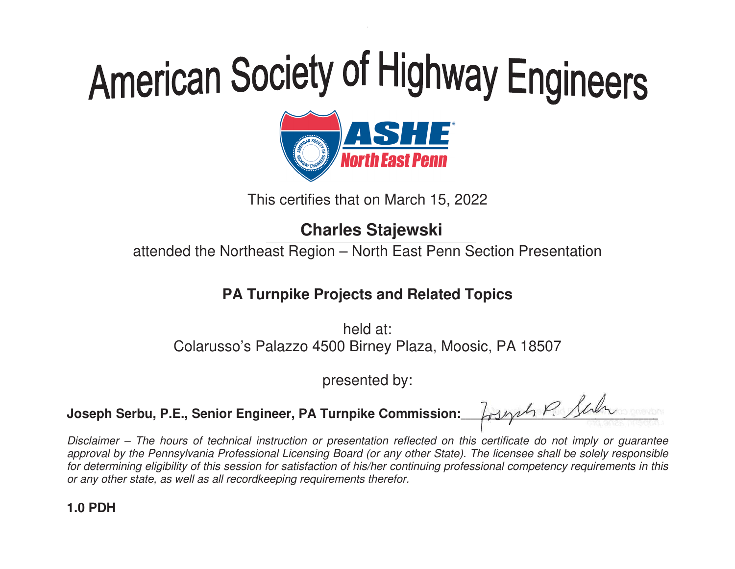# American Society of Highway Engineers

ASHE® North East Penn

This certifies that on March 15, 2022

**Charles Stajewski**

attended the Northeast Region – North East Penn Section Presentation

**PA Turnpike Projects and Related Topics**

held at:
Colarusso's Palazzo 4500 Birney Plaza, Moosic, PA 18507

presented by:

**Joseph Serbu, P.E., Senior Engineer, PA Turnpike Commission:** ____________________

*Disclaimer – The hours of technical instruction or presentation reflected on this certificate do not imply or guarantee approval by the Pennsylvania Professional Licensing Board (or any other State). The licensee shall be solely responsible for determining eligibility of this session for satisfaction of his/her continuing professional competency requirements in this or any other state, as well as all recordkeeping requirements therefor.*

**1.0 PDH**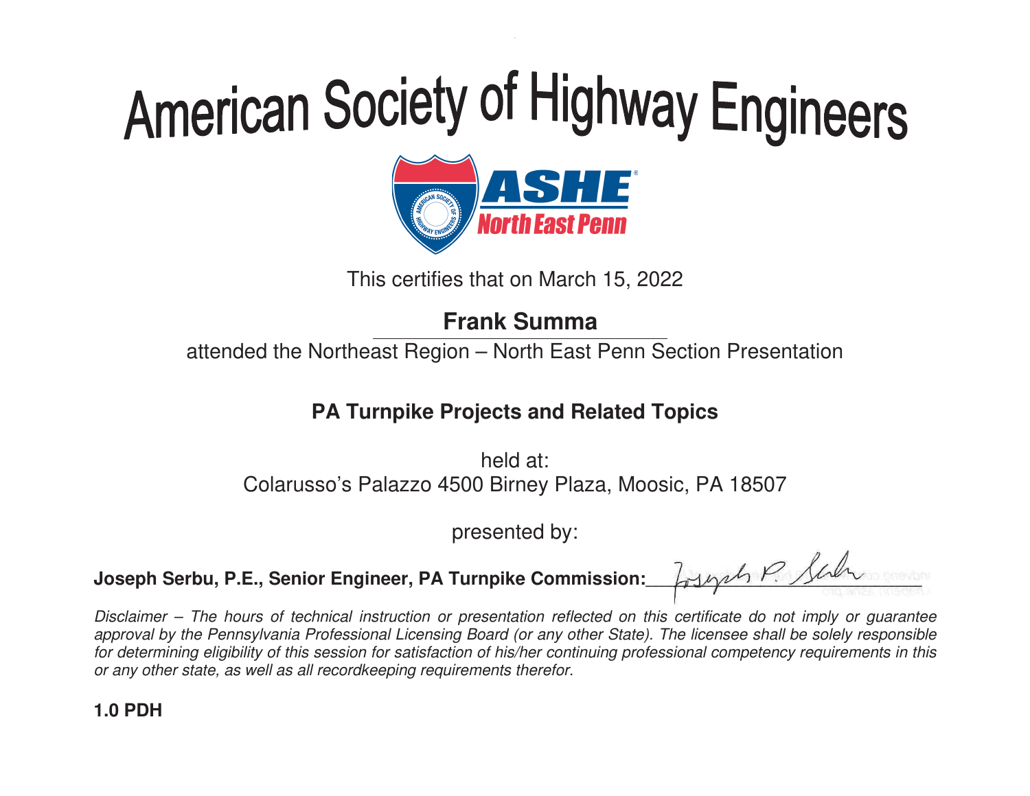# American Society of Highway Engineers

ASHE®
North East Penn

This certifies that on March 15, 2022

**Frank Summa**

attended the Northeast Region – North East Penn Section Presentation

## PA Turnpike Projects and Related Topics

held at:
Colarusso's Palazzo 4500 Birney Plaza, Moosic, PA 18507

presented by:

**Joseph Serbu, P.E., Senior Engineer, PA Turnpike Commission:** Joseph P. Serbu

*Disclaimer – The hours of technical instruction or presentation reflected on this certificate do not imply or guarantee approval by the Pennsylvania Professional Licensing Board (or any other State). The licensee shall be solely responsible for determining eligibility of this session for satisfaction of his/her continuing professional competency requirements in this or any other state, as well as all recordkeeping requirements therefor.*

**1.0 PDH**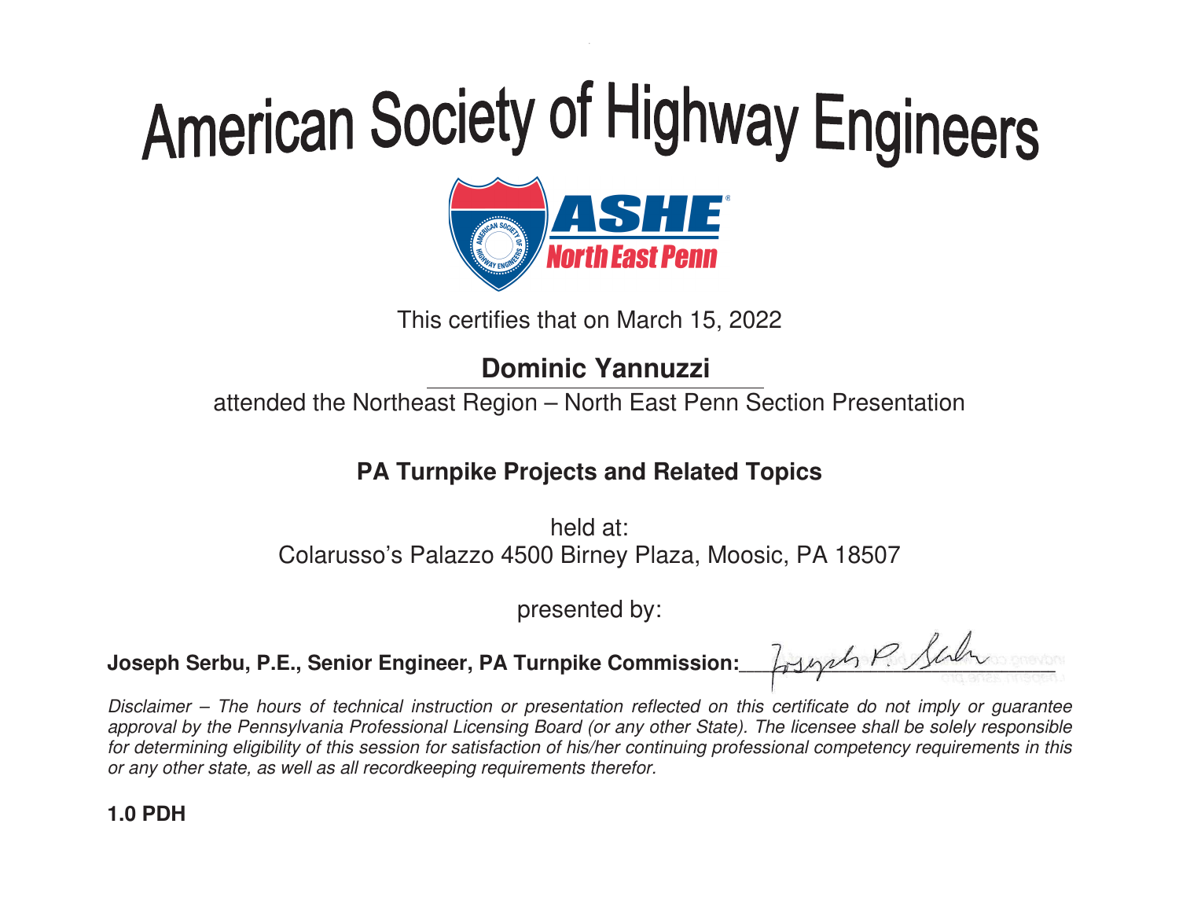# American Society of Highway Engineers

ASHE
North East Penn

This certifies that on March 15, 2022

**Dominic Yannuzzi**

attended the Northeast Region – North East Penn Section Presentation

**PA Turnpike Projects and Related Topics**

held at:
Colarusso's Palazzo 4500 Birney Plaza, Moosic, PA 18507

presented by:

**Joseph Serbu, P.E., Senior Engineer, PA Turnpike Commission:** ______________________

*Disclaimer – The hours of technical instruction or presentation reflected on this certificate do not imply or guarantee approval by the Pennsylvania Professional Licensing Board (or any other State). The licensee shall be solely responsible for determining eligibility of this session for satisfaction of his/her continuing professional competency requirements in this or any other state, as well as all recordkeeping requirements therefor.*

**1.0 PDH**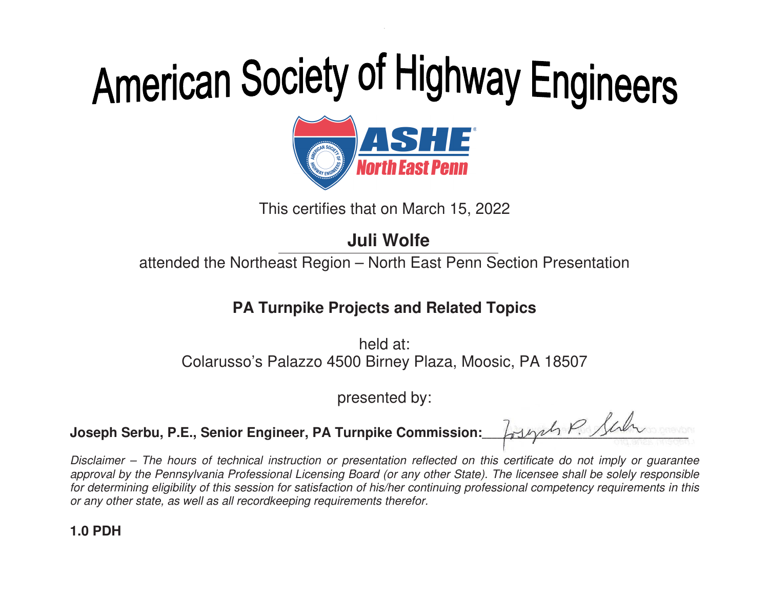# American Society of Highway Engineers

ASHE®

North East Penn

This certifies that on March 15, 2022

**Juli Wolfe**

attended the Northeast Region – North East Penn Section Presentation

**PA Turnpike Projects and Related Topics**

held at:

Colarusso's Palazzo 4500 Birney Plaza, Moosic, PA 18507

presented by:

**Joseph Serbu, P.E., Senior Engineer, PA Turnpike Commission:**

*Disclaimer – The hours of technical instruction or presentation reflected on this certificate do not imply or guarantee approval by the Pennsylvania Professional Licensing Board (or any other State). The licensee shall be solely responsible for determining eligibility of this session for satisfaction of his/her continuing professional competency requirements in this or any other state, as well as all recordkeeping requirements therefor.*

**1.0 PDH**